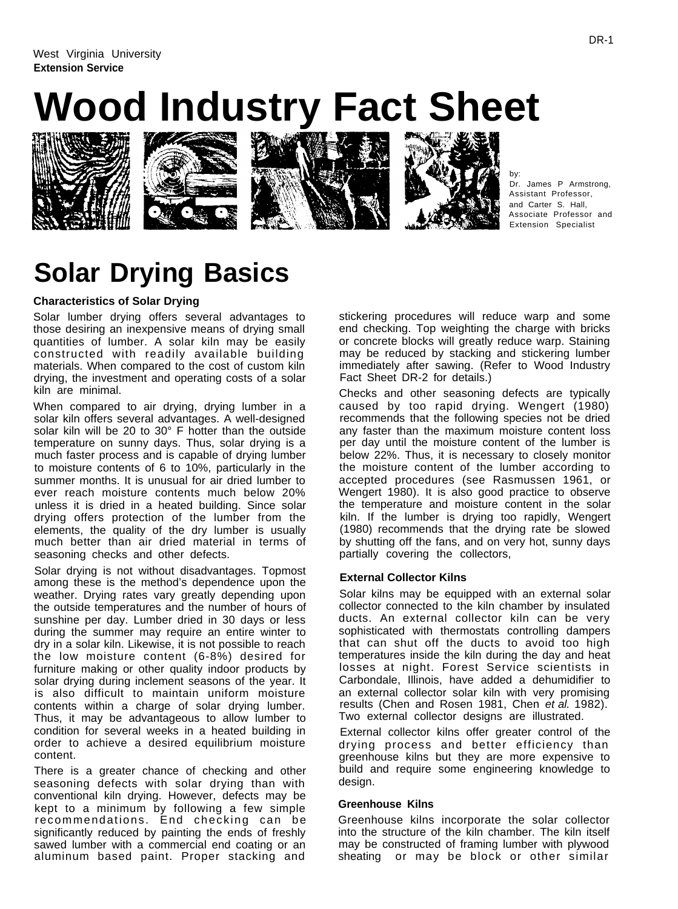West Virginia University
**Extension Service**

# Wood Industry Fact Sheet

by:
Dr. James P Armstrong, Assistant Professor,
and Carter S. Hall, Associate Professor and Extension Specialist

## Solar Drying Basics

### Characteristics of Solar Drying

Solar lumber drying offers several advantages to those desiring an inexpensive means of drying small quantities of lumber. A solar kiln may be easily constructed with readily available building materials. When compared to the cost of custom kiln drying, the investment and operating costs of a solar kiln are minimal.

When compared to air drying, drying lumber in a solar kiln offers several advantages. A well-designed solar kiln will be 20 to 30° F hotter than the outside temperature on sunny days. Thus, solar drying is a much faster process and is capable of drying lumber to moisture contents of 6 to 10%, particularly in the summer months. It is unusual for air dried lumber to ever reach moisture contents much below 20% unless it is dried in a heated building. Since solar drying offers protection of the lumber from the elements, the quality of the dry lumber is usually much better than air dried material in terms of seasoning checks and other defects.

Solar drying is not without disadvantages. Topmost among these is the method's dependence upon the weather. Drying rates vary greatly depending upon the outside temperatures and the number of hours of sunshine per day. Lumber dried in 30 days or less during the summer may require an entire winter to dry in a solar kiln. Likewise, it is not possible to reach the low moisture content (6-8%) desired for furniture making or other quality indoor products by solar drying during inclement seasons of the year. It is also difficult to maintain uniform moisture contents within a charge of solar drying lumber. Thus, it may be advantageous to allow lumber to condition for several weeks in a heated building in order to achieve a desired equilibrium moisture content.

There is a greater chance of checking and other seasoning defects with solar drying than with conventional kiln drying. However, defects may be kept to a minimum by following a few simple recommendations. End checking can be significantly reduced by painting the ends of freshly sawed lumber with a commercial end coating or an aluminum based paint. Proper stacking and stickering procedures will reduce warp and some end checking. Top weighting the charge with bricks or concrete blocks will greatly reduce warp. Staining may be reduced by stacking and stickering lumber immediately after sawing. (Refer to Wood Industry Fact Sheet DR-2 for details.)

Checks and other seasoning defects are typically caused by too rapid drying. Wengert (1980) recommends that the following species not be dried any faster than the maximum moisture content loss per day until the moisture content of the lumber is below 22%. Thus, it is necessary to closely monitor the moisture content of the lumber according to accepted procedures (see Rasmussen 1961, or Wengert 1980). It is also good practice to observe the temperature and moisture content in the solar kiln. If the lumber is drying too rapidly, Wengert (1980) recommends that the drying rate be slowed by shutting off the fans, and on very hot, sunny days partially covering the collectors,

### External Collector Kilns

Solar kilns may be equipped with an external solar collector connected to the kiln chamber by insulated ducts. An external collector kiln can be very sophisticated with thermostats controlling dampers that can shut off the ducts to avoid too high temperatures inside the kiln during the day and heat losses at night. Forest Service scientists in Carbondale, Illinois, have added a dehumidifier to an external collector solar kiln with very promising results (Chen and Rosen 1981, Chen *et al.* 1982). Two external collector designs are illustrated.

External collector kilns offer greater control of the drying process and better efficiency than greenhouse kilns but they are more expensive to build and require some engineering knowledge to design.

### Greenhouse Kilns

Greenhouse kilns incorporate the solar collector into the structure of the kiln chamber. The kiln itself may be constructed of framing lumber with plywood sheating or may be block or other similar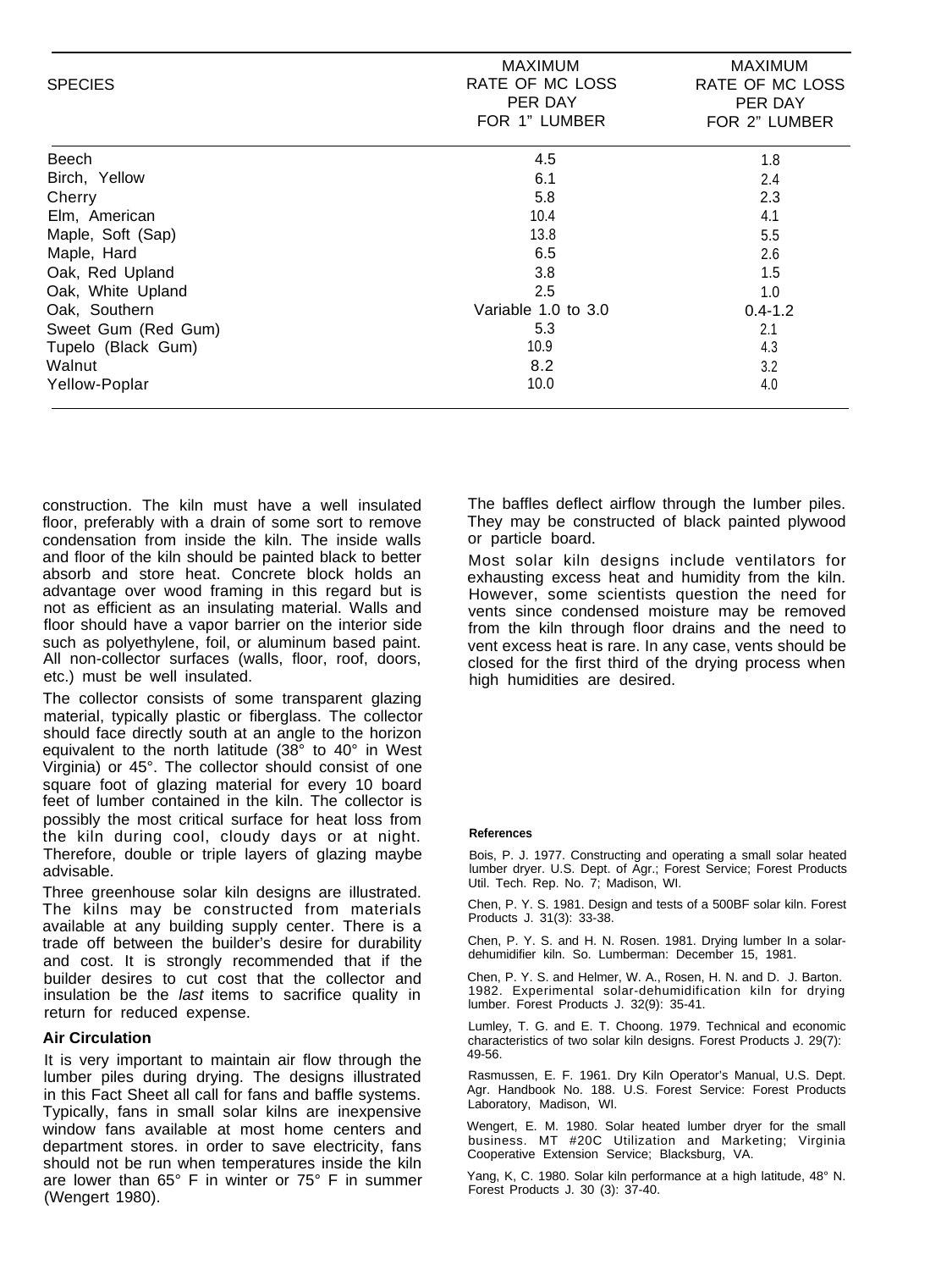| SPECIES | MAXIMUM RATE OF MC LOSS PER DAY FOR 1" LUMBER | MAXIMUM RATE OF MC LOSS PER DAY FOR 2" LUMBER |
|---|---|---|
| Beech | 4.5 | 1.8 |
| Birch, Yellow | 6.1 | 2.4 |
| Cherry | 5.8 | 2.3 |
| Elm, American | 10.4 | 4.1 |
| Maple, Soft (Sap) | 13.8 | 5.5 |
| Maple, Hard | 6.5 | 2.6 |
| Oak, Red Upland | 3.8 | 1.5 |
| Oak, White Upland | 2.5 | 1.0 |
| Oak, Southern | Variable 1.0 to 3.0 | 0.4-1.2 |
| Sweet Gum (Red Gum) | 5.3 | 2.1 |
| Tupelo (Black Gum) | 10.9 | 4.3 |
| Walnut | 8.2 | 3.2 |
| Yellow-Poplar | 10.0 | 4.0 |

construction. The kiln must have a well insulated floor, preferably with a drain of some sort to remove condensation from inside the kiln. The inside walls and floor of the kiln should be painted black to better absorb and store heat. Concrete block holds an advantage over wood framing in this regard but is not as efficient as an insulating material. Walls and floor should have a vapor barrier on the interior side such as polyethylene, foil, or aluminum based paint. All non-collector surfaces (walls, floor, roof, doors, etc.) must be well insulated.

The collector consists of some transparent glazing material, typically plastic or fiberglass. The collector should face directly south at an angle to the horizon equivalent to the north latitude (38° to 40° in West Virginia) or 45°. The collector should consist of one square foot of glazing material for every 10 board feet of lumber contained in the kiln. The collector is possibly the most critical surface for heat loss from the kiln during cool, cloudy days or at night. Therefore, double or triple layers of glazing maybe advisable.

Three greenhouse solar kiln designs are illustrated. The kilns may be constructed from materials available at any building supply center. There is a trade off between the builder's desire for durability and cost. It is strongly recommended that if the builder desires to cut cost that the collector and insulation be the *last* items to sacrifice quality in return for reduced expense.

### Air Circulation

It is very important to maintain air flow through the lumber piles during drying. The designs illustrated in this Fact Sheet all call for fans and baffle systems. Typically, fans in small solar kilns are inexpensive window fans available at most home centers and department stores. in order to save electricity, fans should not be run when temperatures inside the kiln are lower than 65° F in winter or 75° F in summer (Wengert 1980).

The baffles deflect airflow through the lumber piles. They may be constructed of black painted plywood or particle board.

Most solar kiln designs include ventilators for exhausting excess heat and humidity from the kiln. However, some scientists question the need for vents since condensed moisture may be removed from the kiln through floor drains and the need to vent excess heat is rare. In any case, vents should be closed for the first third of the drying process when high humidities are desired.

#### References

Bois, P. J. 1977. Constructing and operating a small solar heated lumber dryer. U.S. Dept. of Agr.; Forest Service; Forest Products Util. Tech. Rep. No. 7; Madison, WI.

Chen, P. Y. S. 1981. Design and tests of a 500BF solar kiln. Forest Products J. 31(3): 33-38.

Chen, P. Y. S. and H. N. Rosen. 1981. Drying lumber In a solar-dehumidifier kiln. So. Lumberman: December 15, 1981.

Chen, P. Y. S. and Helmer, W. A., Rosen, H. N. and D. J. Barton. 1982. Experimental solar-dehumidification kiln for drying lumber. Forest Products J. 32(9): 35-41.

Lumley, T. G. and E. T. Choong. 1979. Technical and economic characteristics of two solar kiln designs. Forest Products J. 29(7): 49-56.

Rasmussen, E. F. 1961. Dry Kiln Operator's Manual, U.S. Dept. Agr. Handbook No. 188. U.S. Forest Service: Forest Products Laboratory, Madison, WI.

Wengert, E. M. 1980. Solar heated lumber dryer for the small business. MT #20C Utilization and Marketing; Virginia Cooperative Extension Service; Blacksburg, VA.

Yang, K, C. 1980. Solar kiln performance at a high latitude, 48° N. Forest Products J. 30 (3): 37-40.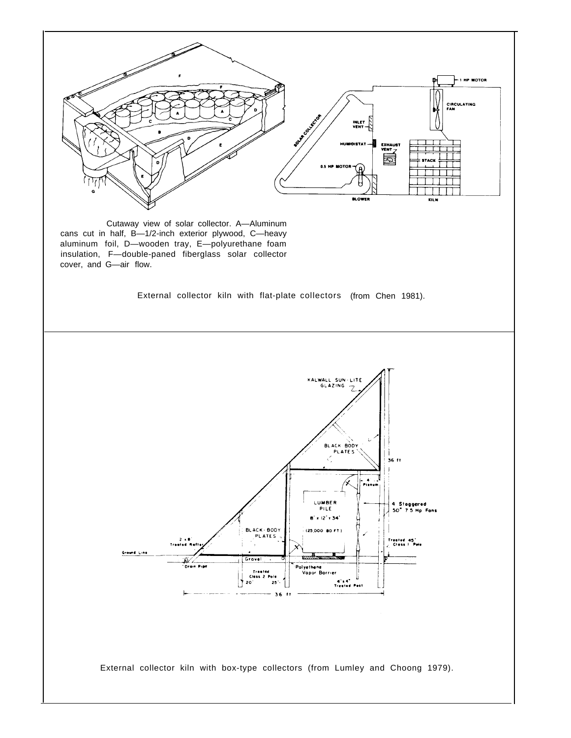Cutaway view of solar collector. A—Aluminum cans cut in half, B—1/2-inch exterior plywood, C—heavy aluminum foil, D—wooden tray, E—polyurethane foam insulation, F—double-paned fiberglass solar collector cover, and G—air flow.

External collector kiln with flat-plate collectors (from Chen 1981).

External collector kiln with box-type collectors (from Lumley and Choong 1979).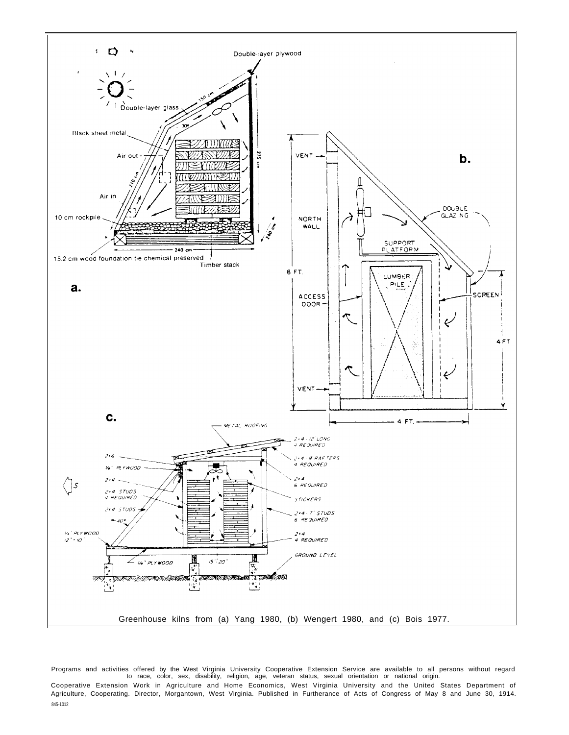Double-layer plywood

Double-layer glass

150 cm

30°

Black sheet metal

Air out

215 cm

210 cm

Air in

10 cm rockpile

240 cm

240 cm

15.2 cm wood foundation tie chemical preserved

Timber stack

a.

b.

VENT

NORTH WALL

DOUBLE GLAZING

SUPPORT PLATFORM

8 FT.

LUMBER PILE

ACCESS DOOR

SCREEN

4 FT

VENT

4 FT.

c.

METAL ROOFING

2×4 - 12' LONG 4 REQUIRED

2×6

2×4 - 8' RAFTERS 4 REQUIRED

1/4" PLYWOOD

2×4

2×4 6 REQUIRED

S

2×4 STUDS 4 REQUIRED

STICKERS

2×4 STUDS

2×4 - 7' STUDS 6 REQUIRED

40°

1/4" PLYWOOD 12" × 10"

2×4 4 REQUIRED

GROUND LEVEL

3/4" PLYWOOD

15"-20"

Greenhouse kilns from (a) Yang 1980, (b) Wengert 1980, and (c) Bois 1977.

Programs and activities offered by the West Virginia University Cooperative Extension Service are available to all persons without regard to race, color, sex, disability, religion, age, veteran status, sexual orientation or national origin.

Cooperative Extension Work in Agriculture and Home Economics, West Virginia University and the United States Department of Agriculture, Cooperating. Director, Morgantown, West Virginia. Published in Furtherance of Acts of Congress of May 8 and June 30, 1914.

845-1012